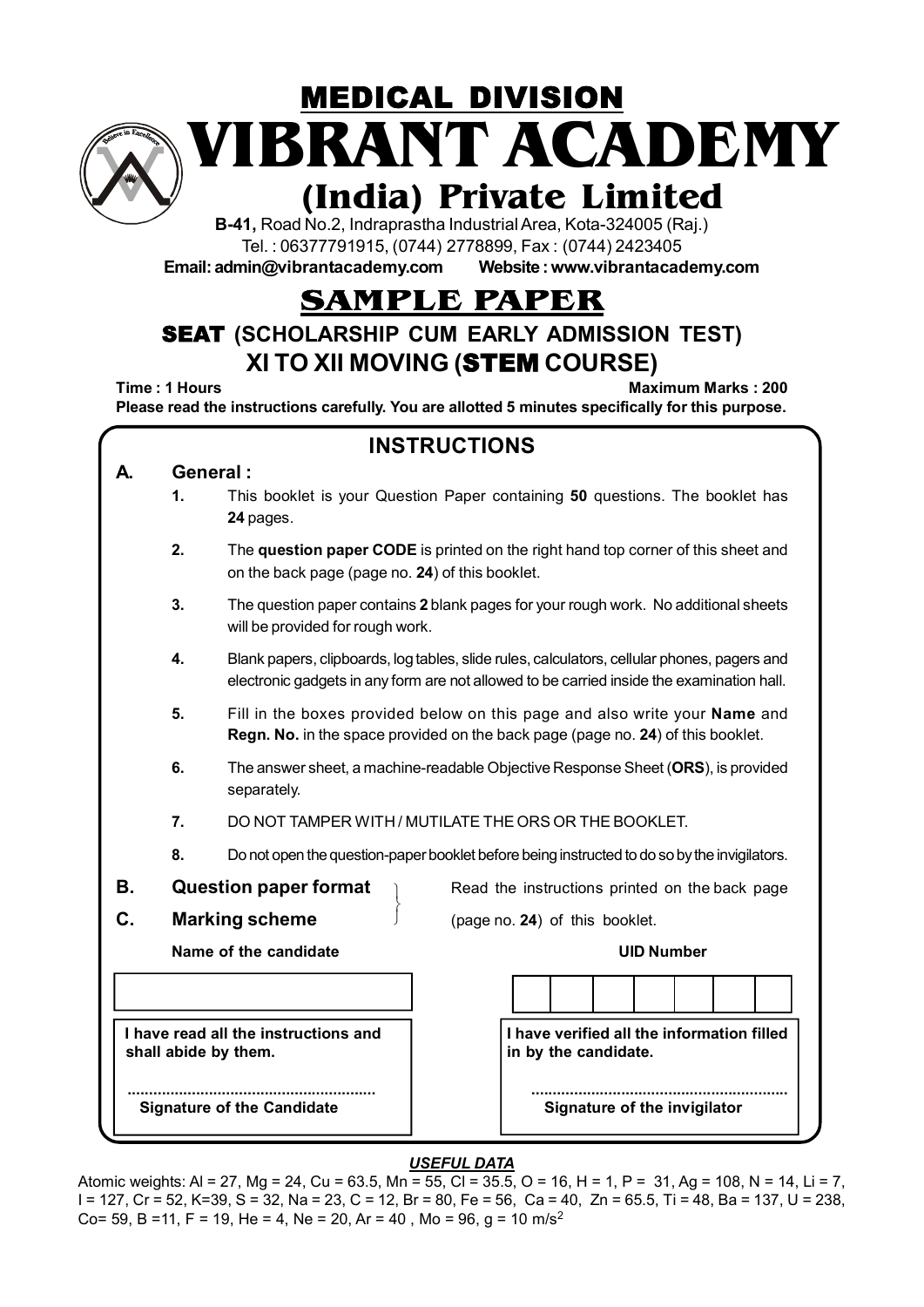# MEDICAL DIVISION

# VIBRANT ACADEMY

## (India) Private Limited

**B-41,** Road No.2, Indraprastha Industrial Area, Kota-324005 (Raj.)

Tel. : 06377791915, (0744) 2778899, Fax : (0744) 2423405

**Email: admin@vibrantacademy.com Website : www.vibrantacademy.com**

# SAMPLE PAPER

## SEAT (SCHOLARSHIP CUM EARLY ADMISSION TEST)

## XI TO XII MOVING (STEM COURSE)

**Time : 1 Hours** **Maximum Marks : 200**

**Please read the instructions carefully. You are allotted 5 minutes specifically for this purpose.**

## INSTRUCTIONS

**A. General :**

1. This booklet is your Question Paper containing **50** questions. The booklet has **24** pages.
2. The **question paper CODE** is printed on the right hand top corner of this sheet and on the back page (page no. **24**) of this booklet.
3. The question paper contains **2** blank pages for your rough work. No additional sheets will be provided for rough work.
4. Blank papers, clipboards, log tables, slide rules, calculators, cellular phones, pagers and electronic gadgets in any form are not allowed to be carried inside the examination hall.
5. Fill in the boxes provided below on this page and also write your **Name** and **Regn. No.** in the space provided on the back page (page no. **24**) of this booklet.
6. The answer sheet, a machine-readable Objective Response Sheet (**ORS**), is provided separately.
7. DO NOT TAMPER WITH / MUTILATE THE ORS OR THE BOOKLET.
8. Do not open the question-paper booklet before being instructed to do so by the invigilators.

**B. Question paper format**
**C. Marking scheme**

Read the instructions printed on the back page (page no. **24**) of this booklet.

**Name of the candidate** **UID Number**

| | | | | | | | |
|---|---|---|---|---|---|---|---|
| | | | | | | | |

**I have read all the instructions and shall abide by them.**

.........................................................

**Signature of the Candidate**

**I have verified all the information filled in by the candidate.**

.........................................................

**Signature of the invigilator**

***USEFUL DATA***

Atomic weights: Al = 27, Mg = 24, Cu = 63.5, Mn = 55, Cl = 35.5, O = 16, H = 1, P = 31, Ag = 108, N = 14, Li = 7, I = 127, Cr = 52, K=39, S = 32, Na = 23, C = 12, Br = 80, Fe = 56, Ca = 40, Zn = 65.5, Ti = 48, Ba = 137, U = 238, Co= 59, B =11, F = 19, He = 4, Ne = 20, Ar = 40 , Mo = 96, g = 10 m/s$^2$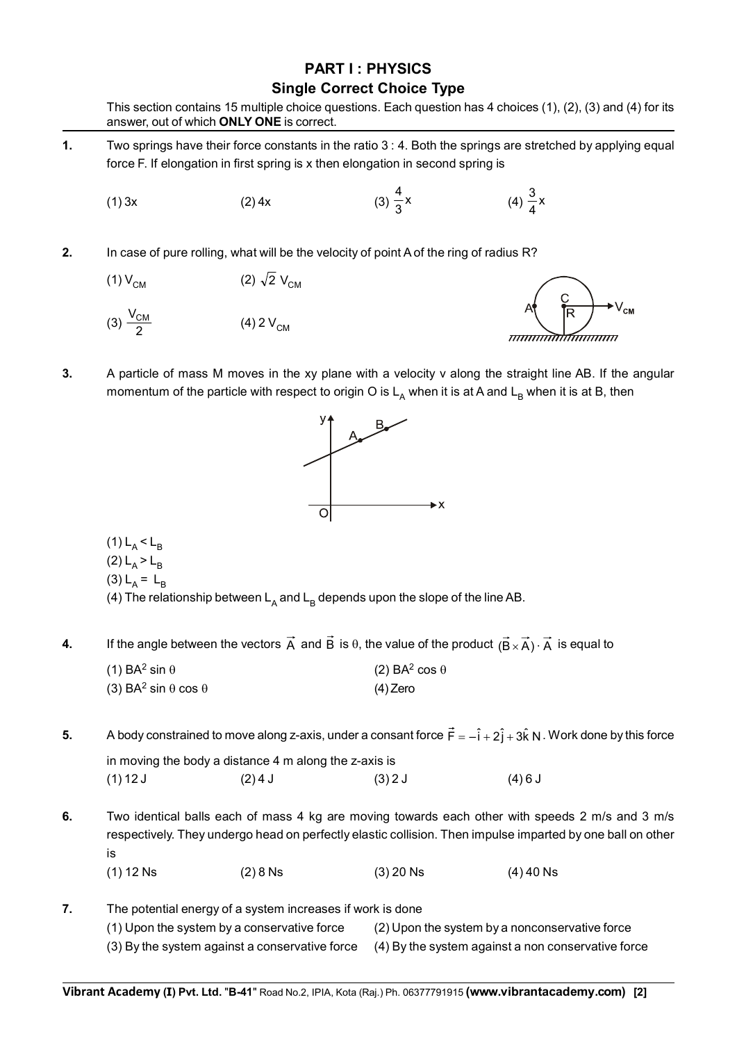# PART I : PHYSICS

## Single Correct Choice Type

This section contains 15 multiple choice questions. Each question has 4 choices (1), (2), (3) and (4) for its answer, out of which **ONLY ONE** is correct.

**1.** Two springs have their force constants in the ratio 3 : 4. Both the springs are stretched by applying equal force F. If elongation in first spring is x then elongation in second spring is

(1) 3x (2) 4x (3) $\frac{4}{3}x$ (4) $\frac{3}{4}x$

**2.** In case of pure rolling, what will be the velocity of point A of the ring of radius R?

(1) $V_{CM}$ (2) $\sqrt{2}\ V_{CM}$

(3) $\frac{V_{CM}}{2}$ (4) $2\ V_{CM}$

**3.** A particle of mass M moves in the xy plane with a velocity v along the straight line AB. If the angular momentum of the particle with respect to origin O is $L_A$ when it is at A and $L_B$ when it is at B, then

(1) $L_A < L_B$

(2) $L_A > L_B$

(3) $L_A = L_B$

(4) The relationship between $L_A$ and $L_B$ depends upon the slope of the line AB.

**4.** If the angle between the vectors $\vec{A}$ and $\vec{B}$ is $\theta$, the value of the product $(\vec{B} \times \vec{A}) \cdot \vec{A}$ is equal to

(1) $BA^2 \sin \theta$ (2) $BA^2 \cos \theta$

(3) $BA^2 \sin \theta \cos \theta$ (4) Zero

**5.** A body constrained to move along z-axis, under a consant force $\vec{F} = -\hat{i} + 2\hat{j} + 3\hat{k}$ N. Work done by this force in moving the body a distance 4 m along the z-axis is

(1) 12 J (2) 4 J (3) 2 J (4) 6 J

**6.** Two identical balls each of mass 4 kg are moving towards each other with speeds 2 m/s and 3 m/s respectively. They undergo head on perfectly elastic collision. Then impulse imparted by one ball on other is

(1) 12 Ns (2) 8 Ns (3) 20 Ns (4) 40 Ns

**7.** The potential energy of a system increases if work is done

(1) Upon the system by a conservative force

(2) Upon the system by a nonconservative force

(3) By the system against a conservative force

(4) By the system against a non conservative force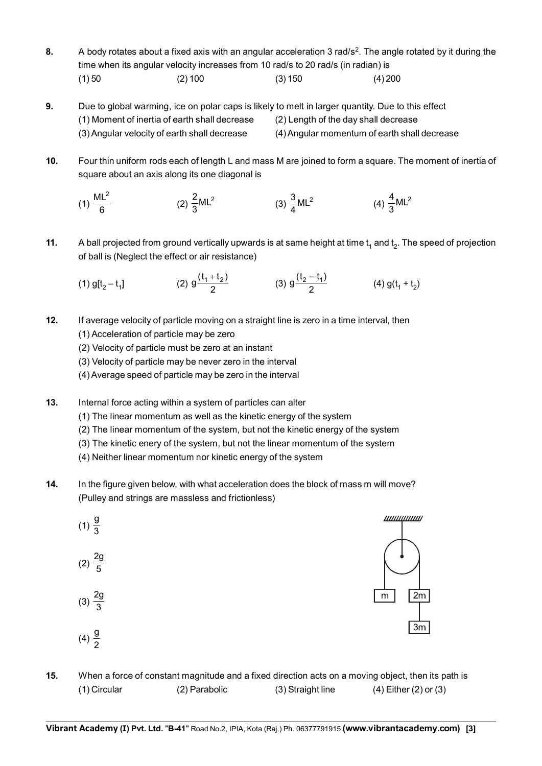**8.** A body rotates about a fixed axis with an angular acceleration 3 rad/s$^2$. The angle rotated by it during the time when its angular velocity increases from 10 rad/s to 20 rad/s (in radian) is

(1) 50 (2) 100 (3) 150 (4) 200

**9.** Due to global warming, ice on polar caps is likely to melt in larger quantity. Due to this effect

(1) Moment of inertia of earth shall decrease
(2) Length of the day shall decrease
(3) Angular velocity of earth shall decrease
(4) Angular momentum of earth shall decrease

**10.** Four thin uniform rods each of length L and mass M are joined to form a square. The moment of inertia of square about an axis along its one diagonal is

(1) $\frac{ML^2}{6}$ (2) $\frac{2}{3}ML^2$ (3) $\frac{3}{4}ML^2$ (4) $\frac{4}{3}ML^2$

**11.** A ball projected from ground vertically upwards is at same height at time $t_1$ and $t_2$. The speed of projection of ball is (Neglect the effect or air resistance)

(1) $g[t_2 - t_1]$ (2) $g\frac{(t_1 + t_2)}{2}$ (3) $g\frac{(t_2 - t_1)}{2}$ (4) $g(t_1 + t_2)$

**12.** If average velocity of particle moving on a straight line is zero in a time interval, then

(1) Acceleration of particle may be zero
(2) Velocity of particle must be zero at an instant
(3) Velocity of particle may be never zero in the interval
(4) Average speed of particle may be zero in the interval

**13.** Internal force acting within a system of particles can alter

(1) The linear momentum as well as the kinetic energy of the system
(2) The linear momentum of the system, but not the kinetic energy of the system
(3) The kinetic enery of the system, but not the linear momentum of the system
(4) Neither linear momentum nor kinetic energy of the system

**14.** In the figure given below, with what acceleration does the block of mass m will move? (Pulley and strings are massless and frictionless)

(1) $\frac{g}{3}$

(2) $\frac{2g}{5}$

(3) $\frac{2g}{3}$

(4) $\frac{g}{2}$

**15.** When a force of constant magnitude and a fixed direction acts on a moving object, then its path is

(1) Circular (2) Parabolic (3) Straight line (4) Either (2) or (3)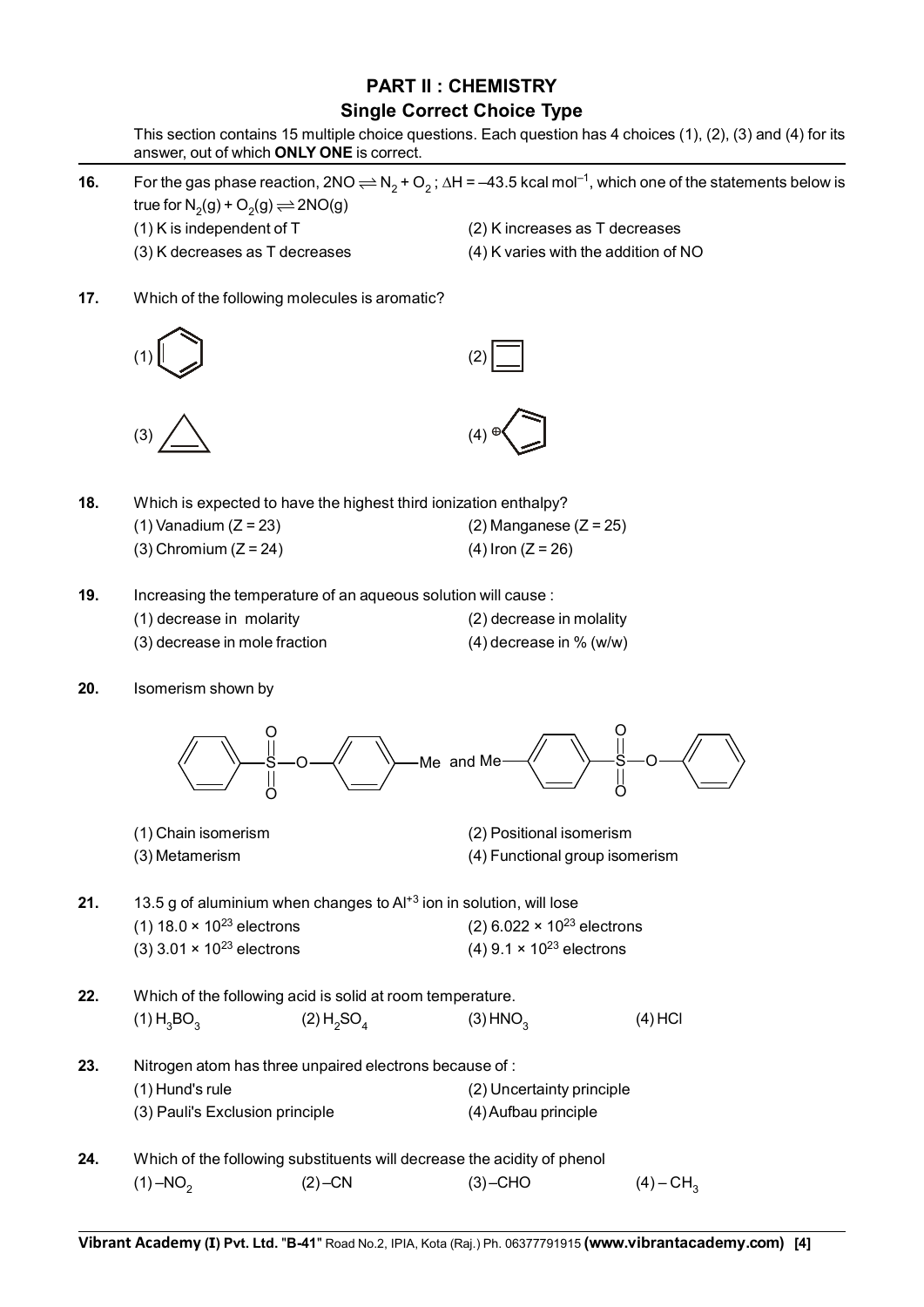## PART II : CHEMISTRY

### Single Correct Choice Type

This section contains 15 multiple choice questions. Each question has 4 choices (1), (2), (3) and (4) for its answer, out of which **ONLY ONE** is correct.

**16.** For the gas phase reaction, $2NO \rightleftharpoons N_2 + O_2$ ; $\Delta H = -43.5$ kcal mol$^{-1}$, which one of the statements below is true for $N_2(g) + O_2(g) \rightleftharpoons 2NO(g)$

(1) K is independent of T
(2) K increases as T decreases
(3) K decreases as T decreases
(4) K varies with the addition of NO

**17.** Which of the following molecules is aromatic?

(1) [benzene ring structure]
(2) [cyclobutadiene structure]
(3) [cyclopropene structure]
(4) [cyclopentadienyl cation structure, $\oplus$]

**18.** Which is expected to have the highest third ionization enthalpy?

(1) Vanadium (Z = 23)
(2) Manganese (Z = 25)
(3) Chromium (Z = 24)
(4) Iron (Z = 26)

**19.** Increasing the temperature of an aqueous solution will cause :

(1) decrease in molarity
(2) decrease in molality
(3) decrease in mole fraction
(4) decrease in % (w/w)

**20.** Isomerism shown by

$C_6H_5-SO_2-O-C_6H_4-Me$ and $Me-C_6H_4-SO_2-O-C_6H_5$

(1) Chain isomerism
(2) Positional isomerism
(3) Metamerism
(4) Functional group isomerism

**21.** 13.5 g of aluminium when changes to $Al^{+3}$ ion in solution, will lose

(1) $18.0 \times 10^{23}$ electrons
(2) $6.022 \times 10^{23}$ electrons
(3) $3.01 \times 10^{23}$ electrons
(4) $9.1 \times 10^{23}$ electrons

**22.** Which of the following acid is solid at room temperature.

(1) $H_3BO_3$
(2) $H_2SO_4$
(3) $HNO_3$
(4) HCl

**23.** Nitrogen atom has three unpaired electrons because of :

(1) Hund's rule
(2) Uncertainty principle
(3) Pauli's Exclusion principle
(4) Aufbau principle

**24.** Which of the following substituents will decrease the acidity of phenol

(1) $-NO_2$
(2) $-CN$
(3) $-CHO$
(4) $-CH_3$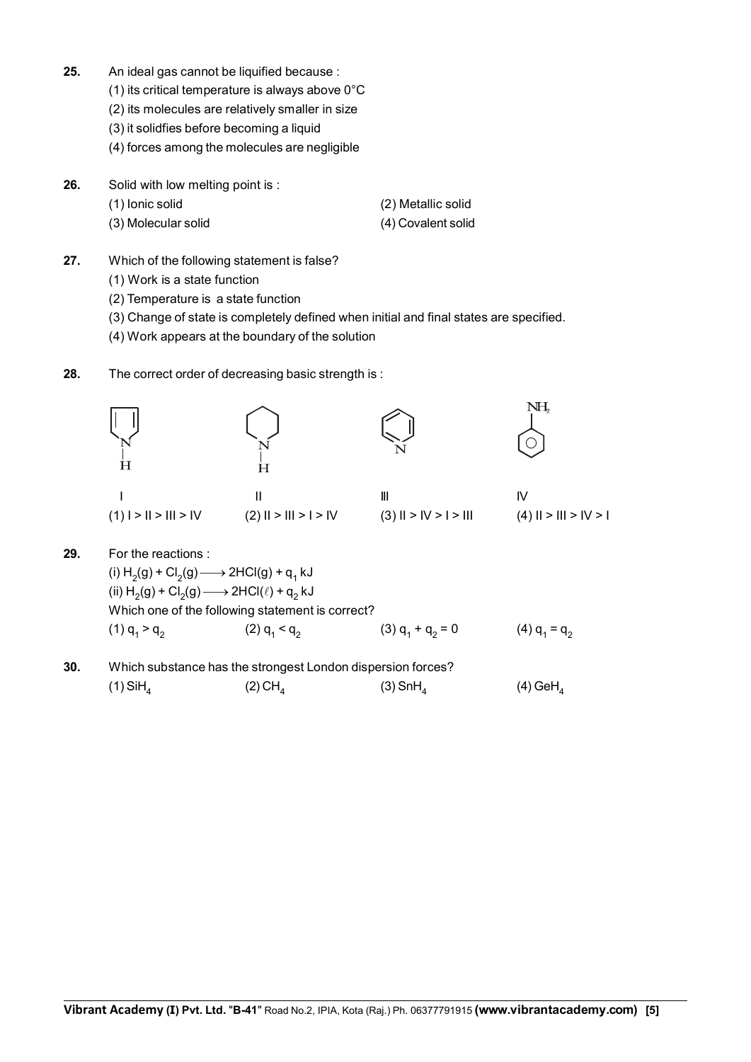**25.** An ideal gas cannot be liquified because :

(1) its critical temperature is always above 0°C

(2) its molecules are relatively smaller in size

(3) it solidfies before becoming a liquid

(4) forces among the molecules are negligible

**26.** Solid with low melting point is :

(1) Ionic solid (2) Metallic solid

(3) Molecular solid (4) Covalent solid

**27.** Which of the following statement is false?

(1) Work is a state function

(2) Temperature is a state function

(3) Change of state is completely defined when initial and final states are specified.

(4) Work appears at the boundary of the solution

**28.** The correct order of decreasing basic strength is :

I II III IV

(1) I > II > III > IV (2) II > III > I > IV (3) II > IV > I > III (4) II > III > IV > I

**29.** For the reactions :

(i) $H_2(g) + Cl_2(g) \longrightarrow 2HCl(g) + q_1$ kJ

(ii) $H_2(g) + Cl_2(g) \longrightarrow 2HCl(\ell) + q_2$ kJ

Which one of the following statement is correct?

(1) $q_1 > q_2$ (2) $q_1 < q_2$ (3) $q_1 + q_2 = 0$ (4) $q_1 = q_2$

**30.** Which substance has the strongest London dispersion forces?

(1) $SiH_4$ (2) $CH_4$ (3) $SnH_4$ (4) $GeH_4$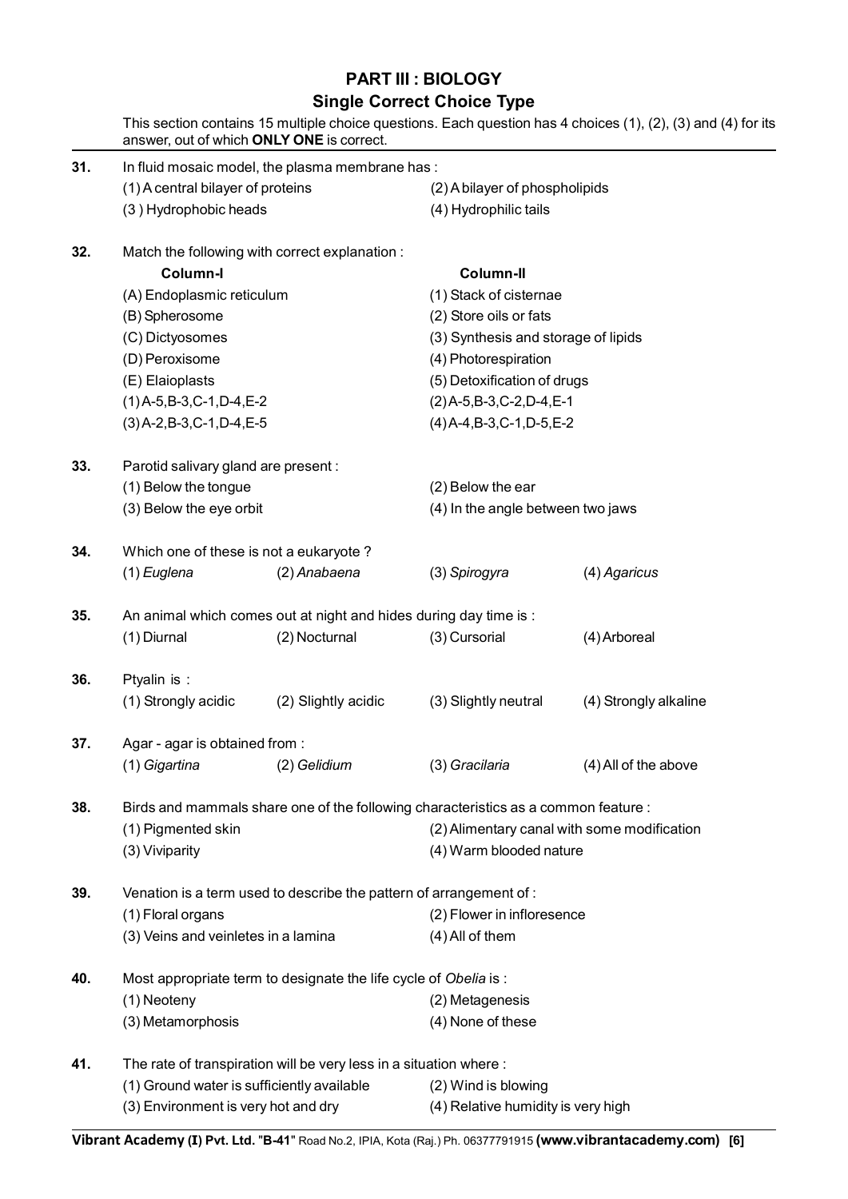## PART III : BIOLOGY

### Single Correct Choice Type

This section contains 15 multiple choice questions. Each question has 4 choices (1), (2), (3) and (4) for its answer, out of which **ONLY ONE** is correct.

**31.** In fluid mosaic model, the plasma membrane has :

(1) A central bilayer of proteins
(2) A bilayer of phospholipids
(3) Hydrophobic heads
(4) Hydrophilic tails

**32.** Match the following with correct explanation :

| Column-I | Column-II |
|---|---|
| (A) Endoplasmic reticulum | (1) Stack of cisternae |
| (B) Spherosome | (2) Store oils or fats |
| (C) Dictyosomes | (3) Synthesis and storage of lipids |
| (D) Peroxisome | (4) Photorespiration |
| (E) Elaioplasts | (5) Detoxification of drugs |

(1) A-5,B-3,C-1,D-4,E-2
(2) A-5,B-3,C-2,D-4,E-1
(3) A-2,B-3,C-1,D-4,E-5
(4) A-4,B-3,C-1,D-5,E-2

**33.** Parotid salivary gland are present :

(1) Below the tongue
(2) Below the ear
(3) Below the eye orbit
(4) In the angle between two jaws

**34.** Which one of these is not a eukaryote ?

(1) *Euglena* (2) *Anabaena* (3) *Spirogyra* (4) *Agaricus*

**35.** An animal which comes out at night and hides during day time is :

(1) Diurnal (2) Nocturnal (3) Cursorial (4) Arboreal

**36.** Ptyalin is :

(1) Strongly acidic (2) Slightly acidic (3) Slightly neutral (4) Strongly alkaline

**37.** Agar - agar is obtained from :

(1) *Gigartina* (2) *Gelidium* (3) *Gracilaria* (4) All of the above

**38.** Birds and mammals share one of the following characteristics as a common feature :

(1) Pigmented skin
(2) Alimentary canal with some modification
(3) Viviparity
(4) Warm blooded nature

**39.** Venation is a term used to describe the pattern of arrangement of :

(1) Floral organs
(2) Flower in inflorescence
(3) Veins and veinletes in a lamina
(4) All of them

**40.** Most appropriate term to designate the life cycle of *Obelia* is :

(1) Neoteny
(2) Metagenesis
(3) Metamorphosis
(4) None of these

**41.** The rate of transpiration will be very less in a situation where :

(1) Ground water is sufficiently available
(2) Wind is blowing
(3) Environment is very hot and dry
(4) Relative humidity is very high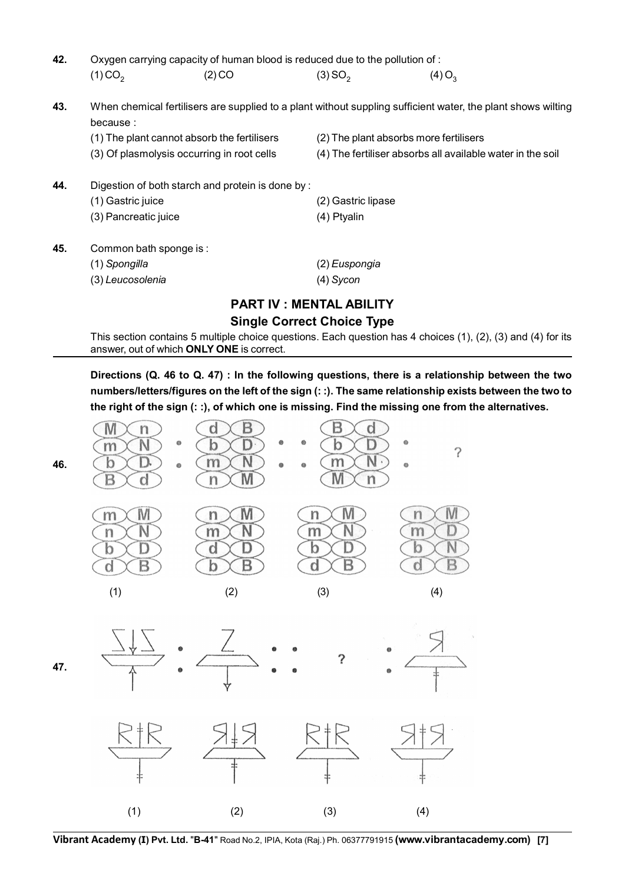**42.** Oxygen carrying capacity of human blood is reduced due to the pollution of :

(1) $CO_2$ (2) $CO$ (3) $SO_2$ (4) $O_3$

**43.** When chemical fertilisers are supplied to a plant without suppling sufficient water, the plant shows wilting because :

(1) The plant cannot absorb the fertilisers
(2) The plant absorbs more fertilisers
(3) Of plasmolysis occurring in root cells
(4) The fertiliser absorbs all available water in the soil

**44.** Digestion of both starch and protein is done by :

(1) Gastric juice
(2) Gastric lipase
(3) Pancreatic juice
(4) Ptyalin

**45.** Common bath sponge is :

(1) *Spongilla*
(2) *Euspongia*
(3) *Leucosolenia*
(4) *Sycon*

## PART IV : MENTAL ABILITY

### Single Correct Choice Type

This section contains 5 multiple choice questions. Each question has 4 choices (1), (2), (3) and (4) for its answer, out of which **ONLY ONE** is correct.

**Directions (Q. 46 to Q. 47) : In the following questions, there is a relationship between the two numbers/letters/figures on the left of the sign (: :). The same relationship exists between the two to the right of the sign (: :), of which one is missing. Find the missing one from the alternatives.**

**46.**

| M n | d B | | B d | |
|---|---|---|---|---|
| m N | b D | : : | b D | ? |
| b D | m N | | m N | |
| B d | n M | | M n | |

(1)
m M
n N
b D
d B

(2)
n M
m N
d D
b B

(3)
n M
m N
b D
d B

(4)
n M
m D
b N
d B

**47.**

(1) (2) (3) (4)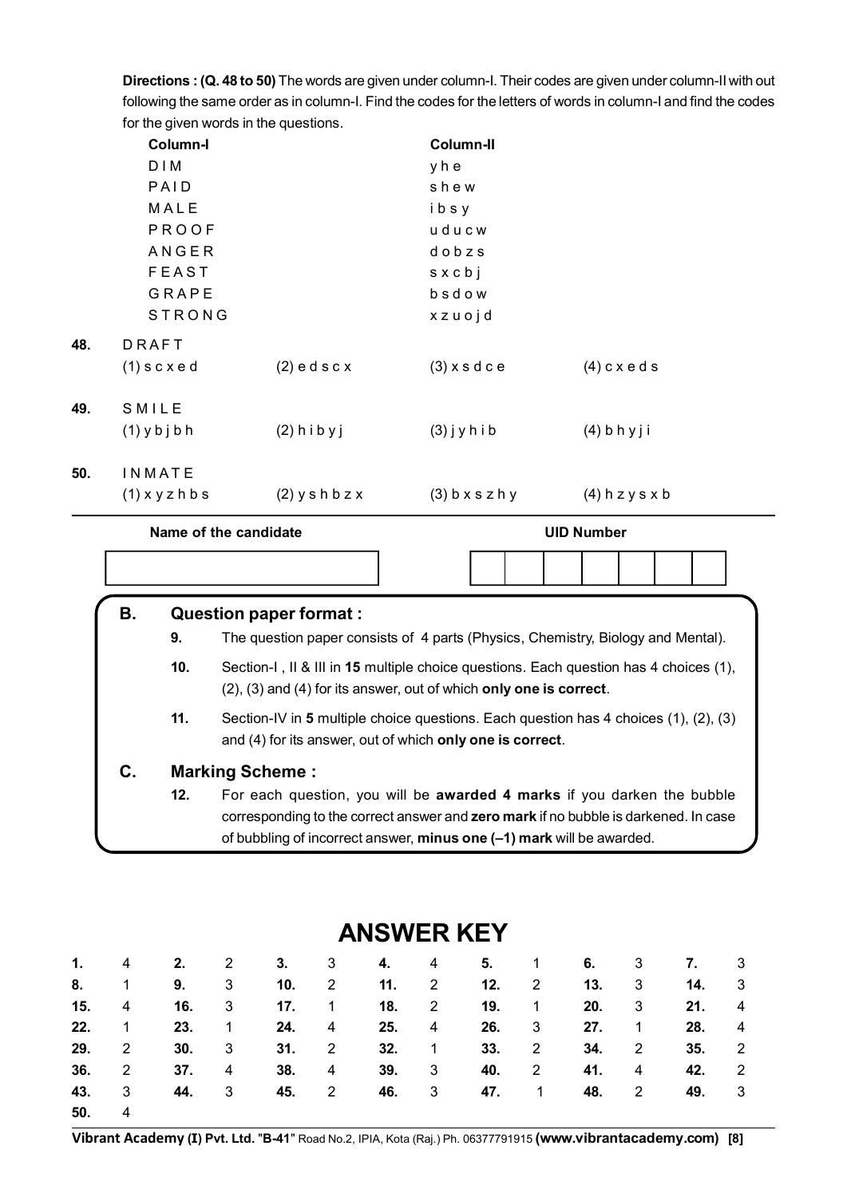**Directions : (Q. 48 to 50)** The words are given under column-I. Their codes are given under column-II with out following the same order as in column-I. Find the codes for the letters of words in column-I and find the codes for the given words in the questions.

| Column-I | Column-II |
|---|---|
| D I M | y h e |
| P A I D | s h e w |
| M A L E | i b s y |
| P R O O F | u d u c w |
| A N G E R | d o b z s |
| F E A S T | s x c b j |
| G R A P E | b s d o w |
| S T R O N G | x z u o j d |

**48.** D R A F T

(1) s c x e d  (2) e d s c x  (3) x s d c e  (4) c x e d s

**49.** S M I L E

(1) y b j b h  (2) h i b y j  (3) j y h i b  (4) b h y j i

**50.** I N M A T E

(1) x y z h b s  (2) y s h b z x  (3) b x s z h y  (4) h z y s x b

**Name of the candidate** | **UID Number**

**B. Question paper format :**

**9.** The question paper consists of 4 parts (Physics, Chemistry, Biology and Mental).

**10.** Section-I , II & III in **15** multiple choice questions. Each question has 4 choices (1), (2), (3) and (4) for its answer, out of which **only one is correct**.

**11.** Section-IV in **5** multiple choice questions. Each question has 4 choices (1), (2), (3) and (4) for its answer, out of which **only one is correct**.

**C. Marking Scheme :**

**12.** For each question, you will be **awarded 4 marks** if you darken the bubble corresponding to the correct answer and **zero mark** if no bubble is darkened. In case of bubbling of incorrect answer, **minus one (–1) mark** will be awarded.

# ANSWER KEY

| | | | | | | | | | | | | | |
|---|---|---|---|---|---|---|---|---|---|---|---|---|---|
| **1.** | 4 | **2.** | 2 | **3.** | 3 | **4.** | 4 | **5.** | 1 | **6.** | 3 | **7.** | 3 |
| **8.** | 1 | **9.** | 3 | **10.** | 2 | **11.** | 2 | **12.** | 2 | **13.** | 3 | **14.** | 3 |
| **15.** | 4 | **16.** | 3 | **17.** | 1 | **18.** | 2 | **19.** | 1 | **20.** | 3 | **21.** | 4 |
| **22.** | 1 | **23.** | 1 | **24.** | 4 | **25.** | 4 | **26.** | 3 | **27.** | 1 | **28.** | 4 |
| **29.** | 2 | **30.** | 3 | **31.** | 2 | **32.** | 1 | **33.** | 2 | **34.** | 2 | **35.** | 2 |
| **36.** | 2 | **37.** | 4 | **38.** | 4 | **39.** | 3 | **40.** | 2 | **41.** | 4 | **42.** | 2 |
| **43.** | 3 | **44.** | 3 | **45.** | 2 | **46.** | 3 | **47.** | 1 | **48.** | 2 | **49.** | 3 |
| **50.** | 4 | | | | | | | | | | | | |

**Vibrant Academy (I) Pvt. Ltd.** "B-41" Road No.2, IPIA, Kota (Raj.) Ph. 06377791915 **(www.vibrantacademy.com)**